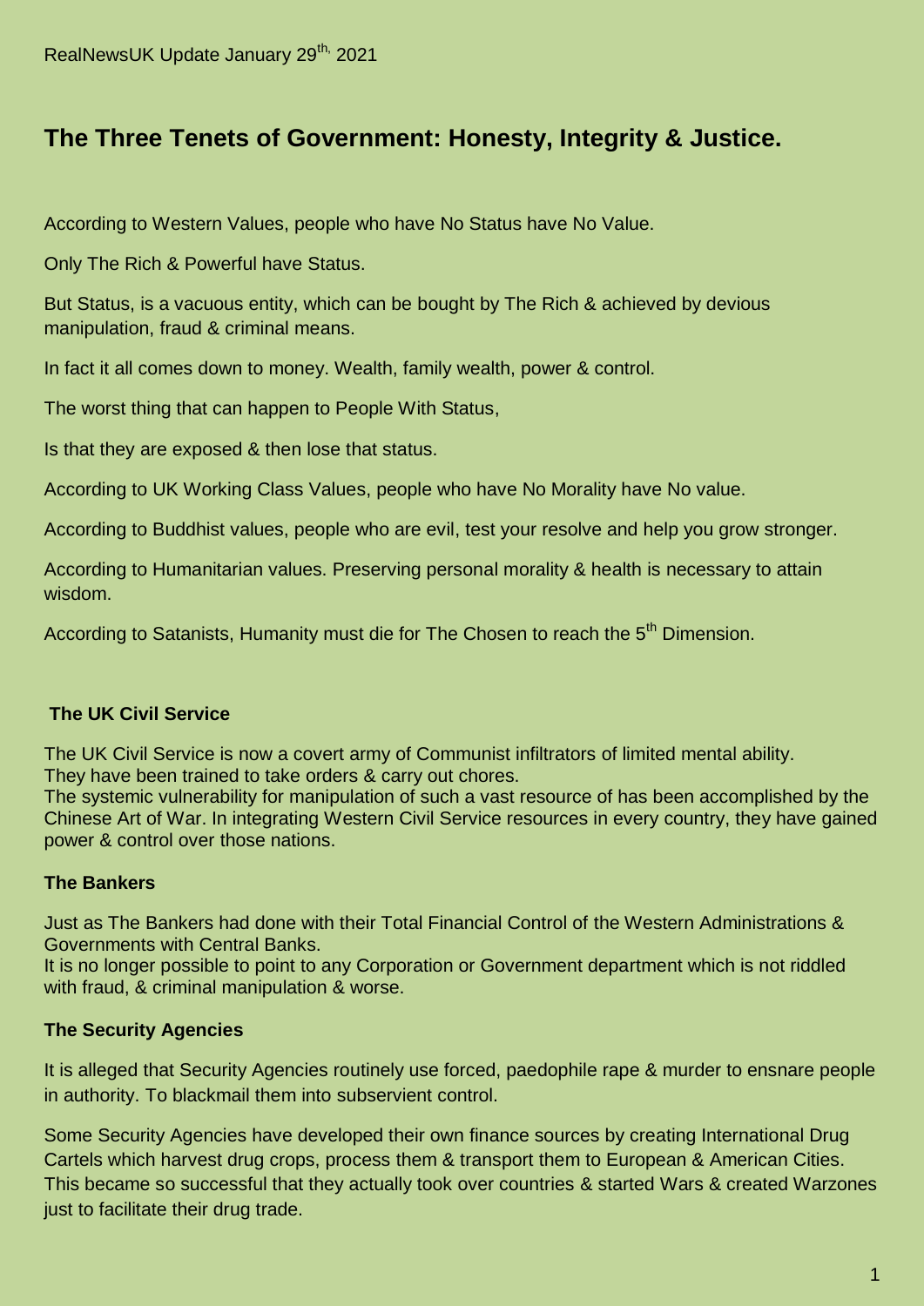RealNewsUK Update January 29th, 2021

# The Three Tenets of Government: Honesty, Integrity & Justice.

According to Western Values, people who have No Status have No Value.

Only The Rich & Powerful have Status.

But Status, is a vacuous entity, which can be bought by The Rich & achieved by devious manipulation, fraud & criminal means.

In fact it all comes down to money. Wealth, family wealth, power & control.

The worst thing that can happen to People With Status,

Is that they are exposed & then lose that status.

According to UK Working Class Values, people who have No Morality have No value.

According to Buddhist values, people who are evil, test your resolve and help you grow stronger.

According to Humanitarian values. Preserving personal morality & health is necessary to attain wisdom.

According to Satanists, Humanity must die for The Chosen to reach the 5th Dimension.

### The UK Civil Service

The UK Civil Service is now a covert army of Communist infiltrators of limited mental ability.
They have been trained to take orders & carry out chores.
The systemic vulnerability for manipulation of such a vast resource of has been accomplished by the Chinese Art of War. In integrating Western Civil Service resources in every country, they have gained power & control over those nations.

### The Bankers

Just as The Bankers had done with their Total Financial Control of the Western Administrations & Governments with Central Banks.
It is no longer possible to point to any Corporation or Government department which is not riddled with fraud, & criminal manipulation & worse.

### The Security Agencies

It is alleged that Security Agencies routinely use forced, paedophile rape & murder to ensnare people in authority. To blackmail them into subservient control.

Some Security Agencies have developed their own finance sources by creating International Drug Cartels which harvest drug crops, process them & transport them to European & American Cities. This became so successful that they actually took over countries & started Wars & created Warzones just to facilitate their drug trade.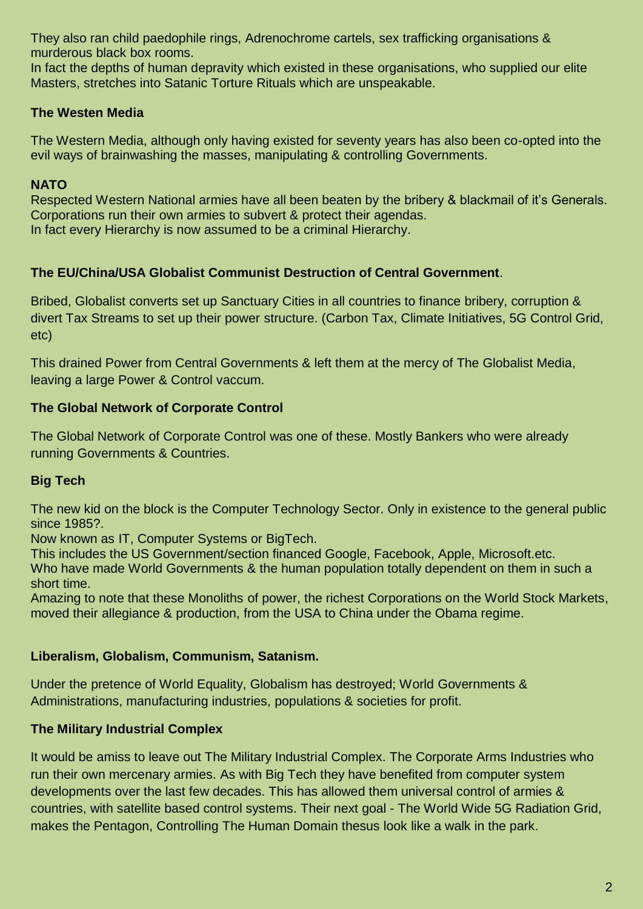They also ran child paedophile rings, Adrenochrome cartels, sex trafficking organisations & murderous black box rooms.
In fact the depths of human depravity which existed in these organisations, who supplied our elite Masters, stretches into Satanic Torture Rituals which are unspeakable.

**The Westen Media**

The Western Media, although only having existed for seventy years has also been co-opted into the evil ways of brainwashing the masses, manipulating & controlling Governments.

**NATO**

Respected Western National armies have all been beaten by the bribery & blackmail of it's Generals.
Corporations run their own armies to subvert & protect their agendas.
In fact every Hierarchy is now assumed to be a criminal Hierarchy.

**The EU/China/USA Globalist Communist Destruction of Central Government**.

Bribed, Globalist converts set up Sanctuary Cities in all countries to finance bribery, corruption & divert Tax Streams to set up their power structure. (Carbon Tax, Climate Initiatives, 5G Control Grid, etc)

This drained Power from Central Governments & left them at the mercy of The Globalist Media, leaving a large Power & Control vaccum.

**The Global Network of Corporate Control**

The Global Network of Corporate Control was one of these. Mostly Bankers who were already running Governments & Countries.

**Big Tech**

The new kid on the block is the Computer Technology Sector. Only in existence to the general public since 1985?.
Now known as IT, Computer Systems or BigTech.
This includes the US Government/section financed Google, Facebook, Apple, Microsoft.etc.
Who have made World Governments & the human population totally dependent on them in such a short time.
Amazing to note that these Monoliths of power, the richest Corporations on the World Stock Markets, moved their allegiance & production, from the USA to China under the Obama regime.

**Liberalism, Globalism, Communism, Satanism.**

Under the pretence of World Equality, Globalism has destroyed; World Governments & Administrations, manufacturing industries, populations & societies for profit.

**The Military Industrial Complex**

It would be amiss to leave out The Military Industrial Complex. The Corporate Arms Industries who run their own mercenary armies. As with Big Tech they have benefited from computer system developments over the last few decades. This has allowed them universal control of armies & countries, with satellite based control systems. Their next goal - The World Wide 5G Radiation Grid, makes the Pentagon, Controlling The Human Domain thesus look like a walk in the park.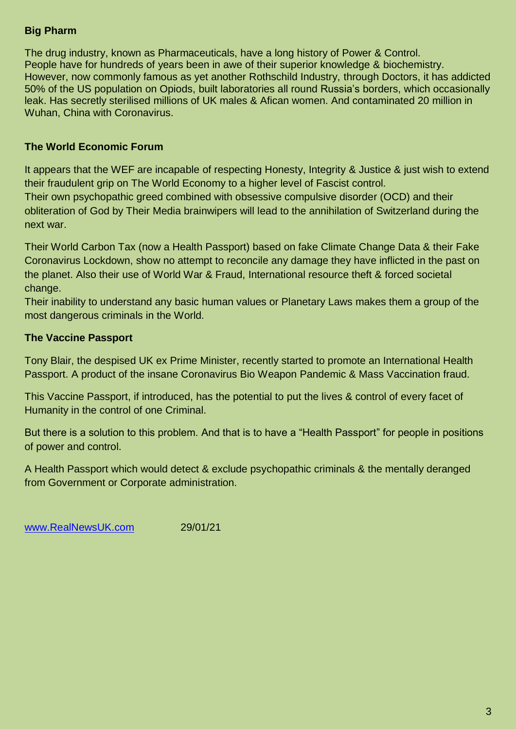**Big Pharm**

The drug industry, known as Pharmaceuticals, have a long history of Power & Control.
People have for hundreds of years been in awe of their superior knowledge & biochemistry.
However, now commonly famous as yet another Rothschild Industry, through Doctors, it has addicted 50% of the US population on Opiods, built laboratories all round Russia's borders, which occasionally leak. Has secretly sterilised millions of UK males & Afican women. And contaminated 20 million in Wuhan, China with Coronavirus.

**The World Economic Forum**

It appears that the WEF are incapable of respecting Honesty, Integrity & Justice & just wish to extend their fraudulent grip on The World Economy to a higher level of Fascist control.
Their own psychopathic greed combined with obsessive compulsive disorder (OCD) and their obliteration of God by Their Media brainwipers will lead to the annihilation of Switzerland during the next war.

Their World Carbon Tax (now a Health Passport) based on fake Climate Change Data & their Fake Coronavirus Lockdown, show no attempt to reconcile any damage they have inflicted in the past on the planet. Also their use of World War & Fraud, International resource theft & forced societal change.
Their inability to understand any basic human values or Planetary Laws makes them a group of the most dangerous criminals in the World.

**The Vaccine Passport**

Tony Blair, the despised UK ex Prime Minister, recently started to promote an International Health Passport. A product of the insane Coronavirus Bio Weapon Pandemic & Mass Vaccination fraud.

This Vaccine Passport, if introduced, has the potential to put the lives & control of every facet of Humanity in the control of one Criminal.

But there is a solution to this problem. And that is to have a "Health Passport" for people in positions of power and control.

A Health Passport which would detect & exclude psychopathic criminals & the mentally deranged from Government or Corporate administration.

www.RealNewsUK.com 29/01/21